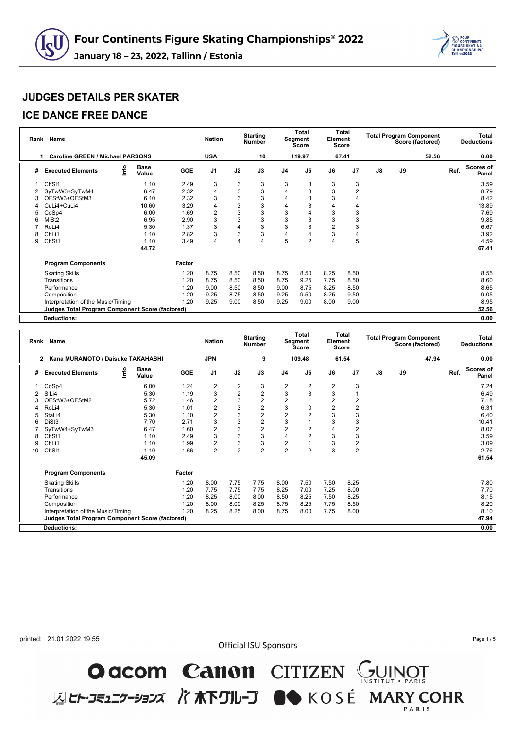# Four Continents Figure Skating Championships® 2022

January 18 – 23, 2022, Tallinn / Estonia

## JUDGES DETAILS PER SKATER

## ICE DANCE FREE DANCE

| Rank | Name | Nation | Starting Number | Total Segment Score | Total Element Score | Total Program Component Score (factored) | Total Deductions |
|---|---|---|---|---|---|---|---|
| 1 | Caroline GREEN / Michael PARSONS | USA | 10 | 119.97 | 67.41 | 52.56 | 0.00 |

| # | Executed Elements | Info | Base Value | GOE | J1 | J2 | J3 | J4 | J5 | J6 | J7 | J8 | J9 | Ref. | Scores of Panel |
|---|---|---|---|---|---|---|---|---|---|---|---|---|---|---|---|
| 1 | ChSl1 | | 1.10 | 2.49 | 3 | 3 | 3 | 3 | 3 | 3 | 3 | | | | 3.59 |
| 2 | SyTwW3+SyTwM4 | | 6.47 | 2.32 | 4 | 3 | 3 | 4 | 3 | 3 | 2 | | | | 8.79 |
| 3 | OFStW3+OFStM3 | | 6.10 | 2.32 | 3 | 3 | 3 | 4 | 3 | 3 | 4 | | | | 8.42 |
| 4 | CuLi4+CuLi4 | | 10.60 | 3.29 | 4 | 3 | 3 | 4 | 3 | 4 | 4 | | | | 13.89 |
| 5 | CoSp4 | | 6.00 | 1.69 | 2 | 3 | 3 | 3 | 4 | 3 | 3 | | | | 7.69 |
| 6 | MiSt2 | | 6.95 | 2.90 | 3 | 3 | 3 | 3 | 3 | 3 | 3 | | | | 9.85 |
| 7 | RoLi4 | | 5.30 | 1.37 | 3 | 4 | 3 | 3 | 3 | 2 | 3 | | | | 6.67 |
| 8 | ChLi1 | | 1.10 | 2.82 | 3 | 3 | 3 | 4 | 4 | 3 | 4 | | | | 3.92 |
| 9 | ChSt1 | | 1.10 | 3.49 | 4 | 4 | 4 | 5 | 2 | 4 | 5 | | | | 4.59 |
| | | | 44.72 | | | | | | | | | | | | 67.41 |

| Program Components | Factor | J1 | J2 | J3 | J4 | J5 | J6 | J7 | J8 | J9 | Scores of Panel |
|---|---|---|---|---|---|---|---|---|---|---|---|
| Skating Skills | 1.20 | 8.75 | 8.50 | 8.50 | 8.75 | 8.50 | 8.25 | 8.50 | | | 8.55 |
| Transitions | 1.20 | 8.75 | 8.50 | 8.50 | 8.75 | 9.25 | 7.75 | 8.50 | | | 8.60 |
| Performance | 1.20 | 9.00 | 8.50 | 8.50 | 9.00 | 8.75 | 8.25 | 8.50 | | | 8.65 |
| Composition | 1.20 | 9.25 | 8.75 | 8.50 | 9.25 | 9.50 | 8.25 | 9.50 | | | 9.05 |
| Interpretation of the Music/Timing | 1.20 | 9.25 | 9.00 | 8.50 | 9.25 | 9.00 | 8.00 | 9.00 | | | 8.95 |
| **Judges Total Program Component Score (factored)** | | | | | | | | | | | 52.56 |
| **Deductions:** | | | | | | | | | | | 0.00 |

| Rank | Name | Nation | Starting Number | Total Segment Score | Total Element Score | Total Program Component Score (factored) | Total Deductions |
|---|---|---|---|---|---|---|---|
| 2 | Kana MURAMOTO / Daisuke TAKAHASHI | JPN | 9 | 109.48 | 61.54 | 47.94 | 0.00 |

| # | Executed Elements | Info | Base Value | GOE | J1 | J2 | J3 | J4 | J5 | J6 | J7 | J8 | J9 | Ref. | Scores of Panel |
|---|---|---|---|---|---|---|---|---|---|---|---|---|---|---|---|
| 1 | CoSp4 | | 6.00 | 1.24 | 2 | 2 | 3 | 2 | 2 | 2 | 3 | | | | 7.24 |
| 2 | SlLi4 | | 5.30 | 1.19 | 3 | 2 | 2 | 3 | 3 | 3 | 1 | | | | 6.49 |
| 3 | OFStW3+OFStM2 | | 5.72 | 1.46 | 2 | 3 | 2 | 2 | 1 | 2 | 2 | | | | 7.18 |
| 4 | RoLi4 | | 5.30 | 1.01 | 2 | 3 | 2 | 3 | 0 | 2 | 2 | | | | 6.31 |
| 5 | StaLi4 | | 5.30 | 1.10 | 2 | 3 | 2 | 2 | 2 | 3 | 3 | | | | 6.40 |
| 6 | DiSt3 | | 7.70 | 2.71 | 3 | 3 | 2 | 3 | 1 | 3 | 3 | | | | 10.41 |
| 7 | SyTwW4+SyTwM3 | | 6.47 | 1.60 | 2 | 3 | 2 | 2 | 2 | 4 | 2 | | | | 8.07 |
| 8 | ChSt1 | | 1.10 | 2.49 | 3 | 3 | 3 | 4 | 2 | 3 | 3 | | | | 3.59 |
| 9 | ChLi1 | | 1.10 | 1.99 | 2 | 3 | 3 | 2 | 1 | 3 | 2 | | | | 3.09 |
| 10 | ChSl1 | | 1.10 | 1.66 | 2 | 2 | 2 | 2 | 2 | 3 | 2 | | | | 2.76 |
| | | | 45.09 | | | | | | | | | | | | 61.54 |

| Program Components | Factor | J1 | J2 | J3 | J4 | J5 | J6 | J7 | J8 | J9 | Scores of Panel |
|---|---|---|---|---|---|---|---|---|---|---|---|
| Skating Skills | 1.20 | 8.00 | 7.75 | 7.75 | 8.00 | 7.50 | 7.50 | 8.25 | | | 7.80 |
| Transitions | 1.20 | 7.75 | 7.75 | 7.75 | 8.25 | 7.00 | 7.25 | 8.00 | | | 7.70 |
| Performance | 1.20 | 8.25 | 8.00 | 8.00 | 8.50 | 8.25 | 7.50 | 8.25 | | | 8.15 |
| Composition | 1.20 | 8.00 | 8.00 | 8.25 | 8.75 | 8.25 | 7.75 | 8.50 | | | 8.20 |
| Interpretation of the Music/Timing | 1.20 | 8.25 | 8.25 | 8.00 | 8.75 | 8.00 | 7.75 | 8.00 | | | 8.10 |
| **Judges Total Program Component Score (factored)** | | | | | | | | | | | 47.94 |
| **Deductions:** | | | | | | | | | | | 0.00 |

printed: 21.01.2022 19:55

Official ISU Sponsors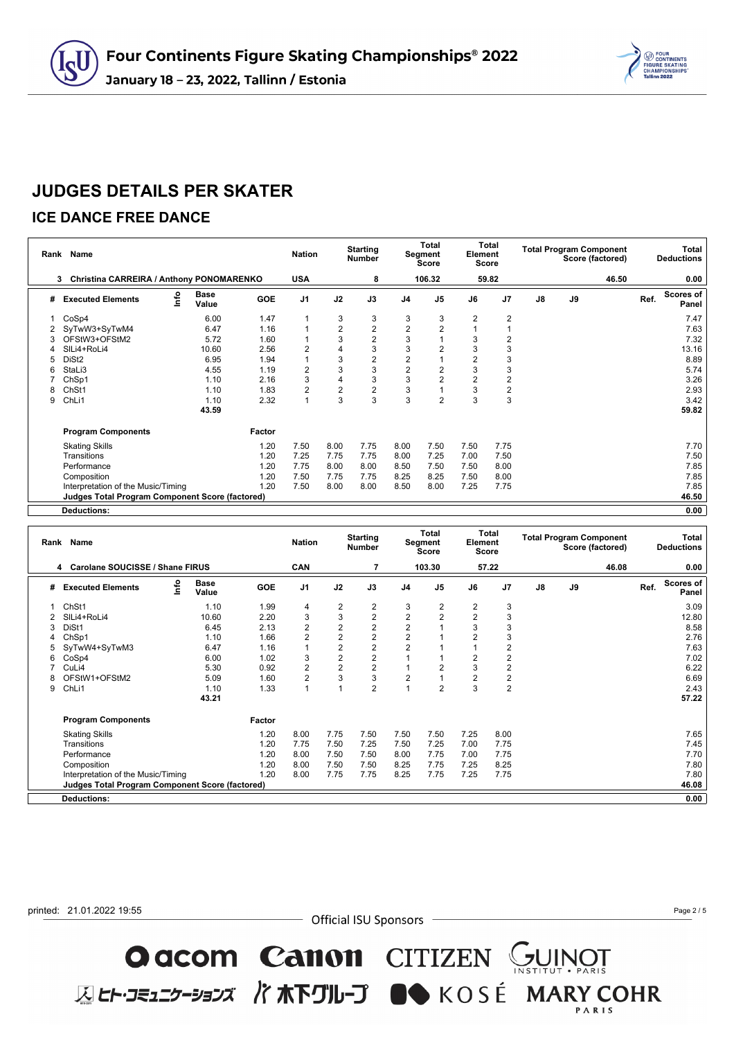# Four Continents Figure Skating Championships® 2022

**January 18 – 23, 2022, Tallinn / Estonia**

## JUDGES DETAILS PER SKATER

### ICE DANCE FREE DANCE

| Rank | Name | Nation | Starting Number | Total Segment Score | Total Element Score | Total Program Component Score (factored) | Total Deductions |
|---|---|---|---|---|---|---|---|
| 3 | Christina CARREIRA / Anthony PONOMARENKO | USA | 8 | 106.32 | 59.82 | 46.50 | 0.00 |

| # | Executed Elements | Info | Base Value | GOE | J1 | J2 | J3 | J4 | J5 | J6 | J7 | J8 | J9 | Ref. | Scores of Panel |
|---|---|---|---|---|---|---|---|---|---|---|---|---|---|---|---|
| 1 | CoSp4 | | 6.00 | 1.47 | 1 | 3 | 3 | 3 | 3 | 2 | 2 | | | | 7.47 |
| 2 | SyTwW3+SyTwM4 | | 6.47 | 1.16 | 1 | 2 | 2 | 2 | 2 | 1 | 1 | | | | 7.63 |
| 3 | OFStW3+OFStM2 | | 5.72 | 1.60 | 1 | 3 | 2 | 3 | 1 | 3 | 2 | | | | 7.32 |
| 4 | SlLi4+RoLi4 | | 10.60 | 2.56 | 2 | 4 | 3 | 3 | 2 | 3 | 3 | | | | 13.16 |
| 5 | DiSt2 | | 6.95 | 1.94 | 1 | 3 | 2 | 2 | 1 | 2 | 3 | | | | 8.89 |
| 6 | StaLi3 | | 4.55 | 1.19 | 2 | 3 | 3 | 2 | 2 | 3 | 3 | | | | 5.74 |
| 7 | ChSp1 | | 1.10 | 2.16 | 3 | 4 | 3 | 3 | 2 | 2 | 2 | | | | 3.26 |
| 8 | ChSt1 | | 1.10 | 1.83 | 2 | 2 | 2 | 3 | 1 | 3 | 2 | | | | 2.93 |
| 9 | ChLi1 | | 1.10 | 2.32 | 1 | 3 | 3 | 3 | 2 | 3 | 3 | | | | 3.42 |
| | | | 43.59 | | | | | | | | | | | | 59.82 |

| Program Components | Factor | J1 | J2 | J3 | J4 | J5 | J6 | J7 | J8 | J9 | Scores of Panel |
|---|---|---|---|---|---|---|---|---|---|---|---|
| Skating Skills | 1.20 | 7.50 | 8.00 | 7.75 | 8.00 | 7.50 | 7.50 | 7.75 | | | 7.70 |
| Transitions | 1.20 | 7.25 | 7.75 | 7.75 | 8.00 | 7.25 | 7.00 | 7.50 | | | 7.50 |
| Performance | 1.20 | 7.75 | 8.00 | 8.00 | 8.50 | 7.50 | 7.50 | 8.00 | | | 7.85 |
| Composition | 1.20 | 7.50 | 7.75 | 7.75 | 8.25 | 8.25 | 7.50 | 8.00 | | | 7.85 |
| Interpretation of the Music/Timing | 1.20 | 7.50 | 8.00 | 8.00 | 8.50 | 8.00 | 7.25 | 7.75 | | | 7.85 |
| **Judges Total Program Component Score (factored)** | | | | | | | | | | | 46.50 |
| **Deductions:** | | | | | | | | | | | 0.00 |

| Rank | Name | Nation | Starting Number | Total Segment Score | Total Element Score | Total Program Component Score (factored) | Total Deductions |
|---|---|---|---|---|---|---|---|
| 4 | Carolane SOUCISSE / Shane FIRUS | CAN | 7 | 103.30 | 57.22 | 46.08 | 0.00 |

| # | Executed Elements | Info | Base Value | GOE | J1 | J2 | J3 | J4 | J5 | J6 | J7 | J8 | J9 | Ref. | Scores of Panel |
|---|---|---|---|---|---|---|---|---|---|---|---|---|---|---|---|
| 1 | ChSt1 | | 1.10 | 1.99 | 4 | 2 | 2 | 3 | 2 | 2 | 3 | | | | 3.09 |
| 2 | SlLi4+RoLi4 | | 10.60 | 2.20 | 3 | 3 | 2 | 2 | 2 | 2 | 3 | | | | 12.80 |
| 3 | DiSt1 | | 6.45 | 2.13 | 2 | 2 | 2 | 2 | 1 | 3 | 3 | | | | 8.58 |
| 4 | ChSp1 | | 1.10 | 1.66 | 2 | 2 | 2 | 2 | 1 | 2 | 3 | | | | 2.76 |
| 5 | SyTwW4+SyTwM3 | | 6.47 | 1.16 | 1 | 2 | 2 | 2 | 1 | 1 | 2 | | | | 7.63 |
| 6 | CoSp4 | | 6.00 | 1.02 | 3 | 2 | 2 | 1 | 1 | 2 | 2 | | | | 7.02 |
| 7 | CuLi4 | | 5.30 | 0.92 | 2 | 2 | 2 | 1 | 2 | 3 | 2 | | | | 6.22 |
| 8 | OFStW1+OFStM2 | | 5.09 | 1.60 | 2 | 3 | 3 | 2 | 1 | 2 | 2 | | | | 6.69 |
| 9 | ChLi1 | | 1.10 | 1.33 | 1 | 1 | 2 | 1 | 2 | 3 | 2 | | | | 2.43 |
| | | | 43.21 | | | | | | | | | | | | 57.22 |

| Program Components | Factor | J1 | J2 | J3 | J4 | J5 | J6 | J7 | J8 | J9 | Scores of Panel |
|---|---|---|---|---|---|---|---|---|---|---|---|
| Skating Skills | 1.20 | 8.00 | 7.75 | 7.50 | 7.50 | 7.50 | 7.25 | 8.00 | | | 7.65 |
| Transitions | 1.20 | 7.75 | 7.50 | 7.25 | 7.50 | 7.25 | 7.00 | 7.75 | | | 7.45 |
| Performance | 1.20 | 8.00 | 7.50 | 7.50 | 8.00 | 7.75 | 7.00 | 7.75 | | | 7.70 |
| Composition | 1.20 | 8.00 | 7.50 | 7.50 | 8.25 | 7.75 | 7.25 | 8.25 | | | 7.80 |
| Interpretation of the Music/Timing | 1.20 | 8.00 | 7.75 | 7.75 | 8.25 | 7.75 | 7.25 | 7.75 | | | 7.80 |
| **Judges Total Program Component Score (factored)** | | | | | | | | | | | 46.08 |
| **Deductions:** | | | | | | | | | | | 0.00 |

printed: 21.01.2022 19:55

Official ISU Sponsors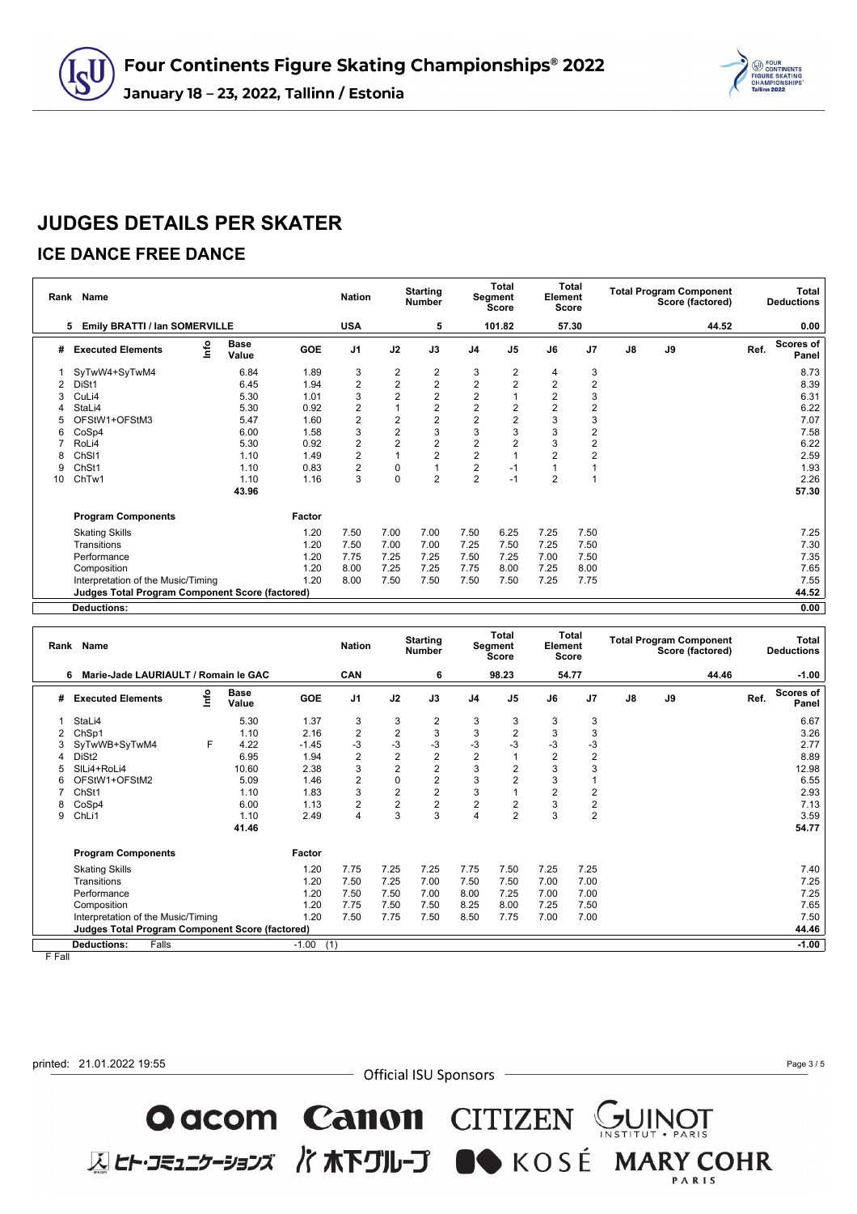# JUDGES DETAILS PER SKATER

## ICE DANCE FREE DANCE

| Rank | Name | Nation | Starting Number | Total Segment Score | Total Element Score | Total Program Component Score (factored) | Total Deductions |
|---|---|---|---|---|---|---|---|
| 5 | Emily BRATTI / Ian SOMERVILLE | USA | 5 | 101.82 | 57.30 | 44.52 | 0.00 |

| # | Executed Elements | Info | Base Value | GOE | J1 | J2 | J3 | J4 | J5 | J6 | J7 | J8 | J9 | Ref. | Scores of Panel |
|---|---|---|---|---|---|---|---|---|---|---|---|---|---|---|---|
| 1 | SyTwW4+SyTwM4 | | 6.84 | 1.89 | 3 | 2 | 2 | 3 | 2 | 4 | 3 | | | | 8.73 |
| 2 | DiSt1 | | 6.45 | 1.94 | 2 | 2 | 2 | 2 | 2 | 2 | 2 | | | | 8.39 |
| 3 | CuLi4 | | 5.30 | 1.01 | 3 | 2 | 2 | 2 | 1 | 2 | 3 | | | | 6.31 |
| 4 | StaLi4 | | 5.30 | 0.92 | 2 | 1 | 2 | 2 | 2 | 2 | 2 | | | | 6.22 |
| 5 | OFStW1+OFStM3 | | 5.47 | 1.60 | 2 | 2 | 2 | 2 | 2 | 3 | 3 | | | | 7.07 |
| 6 | CoSp4 | | 6.00 | 1.58 | 3 | 2 | 3 | 3 | 3 | 3 | 2 | | | | 7.58 |
| 7 | RoLi4 | | 5.30 | 0.92 | 2 | 2 | 2 | 2 | 2 | 3 | 2 | | | | 6.22 |
| 8 | ChSl1 | | 1.10 | 1.49 | 2 | 1 | 2 | 2 | 1 | 2 | 2 | | | | 2.59 |
| 9 | ChSt1 | | 1.10 | 0.83 | 2 | 0 | 1 | 2 | -1 | 1 | 1 | | | | 1.93 |
| 10 | ChTw1 | | 1.10 | 1.16 | 3 | 0 | 2 | 2 | -1 | 2 | 1 | | | | 2.26 |
| | | | 43.96 | | | | | | | | | | | | 57.30 |

| Program Components | Factor | J1 | J2 | J3 | J4 | J5 | J6 | J7 | J8 | J9 | Scores of Panel |
|---|---|---|---|---|---|---|---|---|---|---|---|
| Skating Skills | 1.20 | 7.50 | 7.00 | 7.00 | 7.50 | 6.25 | 7.25 | 7.50 | | | 7.25 |
| Transitions | 1.20 | 7.50 | 7.00 | 7.00 | 7.25 | 7.50 | 7.25 | 7.50 | | | 7.30 |
| Performance | 1.20 | 7.75 | 7.25 | 7.25 | 7.50 | 7.25 | 7.00 | 7.50 | | | 7.35 |
| Composition | 1.20 | 8.00 | 7.25 | 7.25 | 7.75 | 8.00 | 7.25 | 8.00 | | | 7.65 |
| Interpretation of the Music/Timing | 1.20 | 8.00 | 7.50 | 7.50 | 7.50 | 7.50 | 7.25 | 7.75 | | | 7.55 |
| **Judges Total Program Component Score (factored)** | | | | | | | | | | | **44.52** |
| **Deductions:** | | | | | | | | | | | **0.00** |

| Rank | Name | Nation | Starting Number | Total Segment Score | Total Element Score | Total Program Component Score (factored) | Total Deductions |
|---|---|---|---|---|---|---|---|
| 6 | Marie-Jade LAURIAULT / Romain le GAC | CAN | 6 | 98.23 | 54.77 | 44.46 | -1.00 |

| # | Executed Elements | Info | Base Value | GOE | J1 | J2 | J3 | J4 | J5 | J6 | J7 | J8 | J9 | Ref. | Scores of Panel |
|---|---|---|---|---|---|---|---|---|---|---|---|---|---|---|---|
| 1 | StaLi4 | | 5.30 | 1.37 | 3 | 3 | 2 | 3 | 3 | 3 | 3 | | | | 6.67 |
| 2 | ChSp1 | | 1.10 | 2.16 | 2 | 2 | 3 | 3 | 2 | 3 | 3 | | | | 3.26 |
| 3 | SyTwWB+SyTwM4 | F | 4.22 | -1.45 | -3 | -3 | -3 | -3 | -3 | -3 | -3 | | | | 2.77 |
| 4 | DiSt2 | | 6.95 | 1.94 | 2 | 2 | 2 | 2 | 1 | 2 | 2 | | | | 8.89 |
| 5 | SlLi4+RoLi4 | | 10.60 | 2.38 | 3 | 2 | 2 | 3 | 2 | 3 | 3 | | | | 12.98 |
| 6 | OFStW1+OFStM2 | | 5.09 | 1.46 | 2 | 0 | 2 | 3 | 2 | 3 | 1 | | | | 6.55 |
| 7 | ChSt1 | | 1.10 | 1.83 | 3 | 2 | 2 | 3 | 1 | 2 | 2 | | | | 2.93 |
| 8 | CoSp4 | | 6.00 | 1.13 | 2 | 2 | 2 | 2 | 2 | 3 | 2 | | | | 7.13 |
| 9 | ChLi1 | | 1.10 | 2.49 | 4 | 3 | 3 | 4 | 2 | 3 | 2 | | | | 3.59 |
| | | | 41.46 | | | | | | | | | | | | 54.77 |

| Program Components | Factor | J1 | J2 | J3 | J4 | J5 | J6 | J7 | J8 | J9 | Scores of Panel |
|---|---|---|---|---|---|---|---|---|---|---|---|
| Skating Skills | 1.20 | 7.75 | 7.25 | 7.25 | 7.75 | 7.50 | 7.25 | 7.25 | | | 7.40 |
| Transitions | 1.20 | 7.50 | 7.25 | 7.00 | 7.50 | 7.50 | 7.00 | 7.00 | | | 7.25 |
| Performance | 1.20 | 7.50 | 7.50 | 7.00 | 8.00 | 7.25 | 7.00 | 7.00 | | | 7.25 |
| Composition | 1.20 | 7.75 | 7.50 | 7.50 | 8.25 | 8.00 | 7.25 | 7.50 | | | 7.65 |
| Interpretation of the Music/Timing | 1.20 | 7.50 | 7.75 | 7.50 | 8.50 | 7.75 | 7.00 | 7.00 | | | 7.50 |
| **Judges Total Program Component Score (factored)** | | | | | | | | | | | **44.46** |
| **Deductions:** Falls | -1.00 (1) | | | | | | | | | | **-1.00** |

F Fall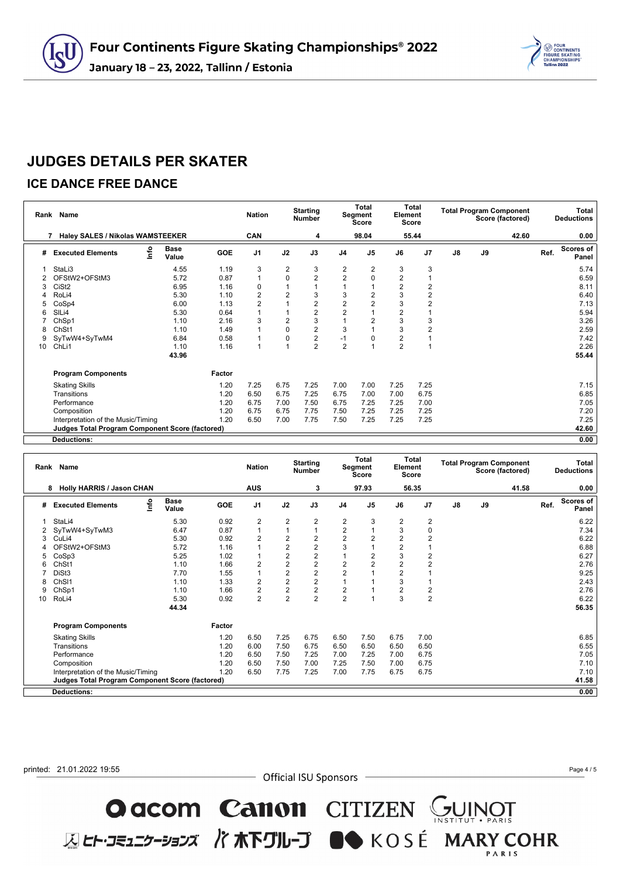# JUDGES DETAILS PER SKATER

## ICE DANCE FREE DANCE

| Rank | Name | Nation | Starting Number | Total Segment Score | Total Element Score | Total Program Component Score (factored) | Total Deductions |
|---|---|---|---|---|---|---|---|
| 7 | Haley SALES / Nikolas WAMSTEEKER | CAN | 4 | 98.04 | 55.44 | 42.60 | 0.00 |

| # | Executed Elements | Info | Base Value | GOE | J1 | J2 | J3 | J4 | J5 | J6 | J7 | J8 | J9 | Ref. | Scores of Panel |
|---|---|---|---|---|---|---|---|---|---|---|---|---|---|---|---|
| 1 | StaLi3 | | 4.55 | 1.19 | 3 | 2 | 3 | 2 | 2 | 3 | 3 | | | | 5.74 |
| 2 | OFStW2+OFStM3 | | 5.72 | 0.87 | 1 | 0 | 2 | 2 | 0 | 2 | 1 | | | | 6.59 |
| 3 | CiSt2 | | 6.95 | 1.16 | 0 | 1 | 1 | 1 | 1 | 2 | 2 | | | | 8.11 |
| 4 | RoLi4 | | 5.30 | 1.10 | 2 | 2 | 3 | 3 | 2 | 3 | 2 | | | | 6.40 |
| 5 | CoSp4 | | 6.00 | 1.13 | 2 | 1 | 2 | 2 | 2 | 3 | 2 | | | | 7.13 |
| 6 | SlLi4 | | 5.30 | 0.64 | 1 | 1 | 2 | 2 | 1 | 2 | 1 | | | | 5.94 |
| 7 | ChSp1 | | 1.10 | 2.16 | 3 | 2 | 3 | 1 | 2 | 3 | 3 | | | | 3.26 |
| 8 | ChSt1 | | 1.10 | 1.49 | 1 | 0 | 2 | 3 | 1 | 3 | 2 | | | | 2.59 |
| 9 | SyTwW4+SyTwM4 | | 6.84 | 0.58 | 1 | 0 | 2 | -1 | 0 | 2 | 1 | | | | 7.42 |
| 10 | ChLi1 | | 1.10 | 1.16 | 1 | 1 | 2 | 2 | 1 | 2 | 1 | | | | 2.26 |
| | | | 43.96 | | | | | | | | | | | | 55.44 |

| Program Components | Factor | J1 | J2 | J3 | J4 | J5 | J6 | J7 | J8 | J9 | Scores of Panel |
|---|---|---|---|---|---|---|---|---|---|---|---|
| Skating Skills | 1.20 | 7.25 | 6.75 | 7.25 | 7.00 | 7.00 | 7.25 | 7.25 | | | 7.15 |
| Transitions | 1.20 | 6.50 | 6.75 | 7.25 | 6.75 | 7.00 | 7.00 | 6.75 | | | 6.85 |
| Performance | 1.20 | 6.75 | 7.00 | 7.50 | 6.75 | 7.25 | 7.25 | 7.00 | | | 7.05 |
| Composition | 1.20 | 6.75 | 6.75 | 7.75 | 7.50 | 7.25 | 7.25 | 7.25 | | | 7.20 |
| Interpretation of the Music/Timing | 1.20 | 6.50 | 7.00 | 7.75 | 7.50 | 7.25 | 7.25 | 7.25 | | | 7.25 |
| **Judges Total Program Component Score (factored)** | | | | | | | | | | | 42.60 |
| **Deductions:** | | | | | | | | | | | 0.00 |

| Rank | Name | Nation | Starting Number | Total Segment Score | Total Element Score | Total Program Component Score (factored) | Total Deductions |
|---|---|---|---|---|---|---|---|
| 8 | Holly HARRIS / Jason CHAN | AUS | 3 | 97.93 | 56.35 | 41.58 | 0.00 |

| # | Executed Elements | Info | Base Value | GOE | J1 | J2 | J3 | J4 | J5 | J6 | J7 | J8 | J9 | Ref. | Scores of Panel |
|---|---|---|---|---|---|---|---|---|---|---|---|---|---|---|---|
| 1 | StaLi4 | | 5.30 | 0.92 | 2 | 2 | 2 | 2 | 3 | 2 | 2 | | | | 6.22 |
| 2 | SyTwW4+SyTwM3 | | 6.47 | 0.87 | 1 | 1 | 1 | 2 | 1 | 3 | 0 | | | | 7.34 |
| 3 | CuLi4 | | 5.30 | 0.92 | 2 | 2 | 2 | 2 | 2 | 2 | 2 | | | | 6.22 |
| 4 | OFStW2+OFStM3 | | 5.72 | 1.16 | 1 | 2 | 2 | 3 | 1 | 2 | 1 | | | | 6.88 |
| 5 | CoSp3 | | 5.25 | 1.02 | 1 | 2 | 2 | 1 | 2 | 3 | 2 | | | | 6.27 |
| 6 | ChSt1 | | 1.10 | 1.66 | 2 | 2 | 2 | 2 | 2 | 2 | 2 | | | | 2.76 |
| 7 | DiSt3 | | 7.70 | 1.55 | 1 | 2 | 2 | 2 | 1 | 2 | 1 | | | | 9.25 |
| 8 | ChSl1 | | 1.10 | 1.33 | 2 | 2 | 2 | 1 | 1 | 3 | 1 | | | | 2.43 |
| 9 | ChSp1 | | 1.10 | 1.66 | 2 | 2 | 2 | 2 | 1 | 2 | 2 | | | | 2.76 |
| 10 | RoLi4 | | 5.30 | 0.92 | 2 | 2 | 2 | 2 | 1 | 3 | 2 | | | | 6.22 |
| | | | 44.34 | | | | | | | | | | | | 56.35 |

| Program Components | Factor | J1 | J2 | J3 | J4 | J5 | J6 | J7 | J8 | J9 | Scores of Panel |
|---|---|---|---|---|---|---|---|---|---|---|---|
| Skating Skills | 1.20 | 6.50 | 7.25 | 6.75 | 6.50 | 7.50 | 6.75 | 7.00 | | | 6.85 |
| Transitions | 1.20 | 6.00 | 7.50 | 6.75 | 6.50 | 6.50 | 6.50 | 6.50 | | | 6.55 |
| Performance | 1.20 | 6.50 | 7.50 | 7.25 | 7.00 | 7.25 | 7.00 | 6.75 | | | 7.05 |
| Composition | 1.20 | 6.50 | 7.50 | 7.00 | 7.25 | 7.50 | 7.00 | 6.75 | | | 7.10 |
| Interpretation of the Music/Timing | 1.20 | 6.50 | 7.75 | 7.25 | 7.00 | 7.75 | 6.75 | 6.75 | | | 7.10 |
| **Judges Total Program Component Score (factored)** | | | | | | | | | | | 41.58 |
| **Deductions:** | | | | | | | | | | | 0.00 |

printed: 21.01.2022 19:55

Official ISU Sponsors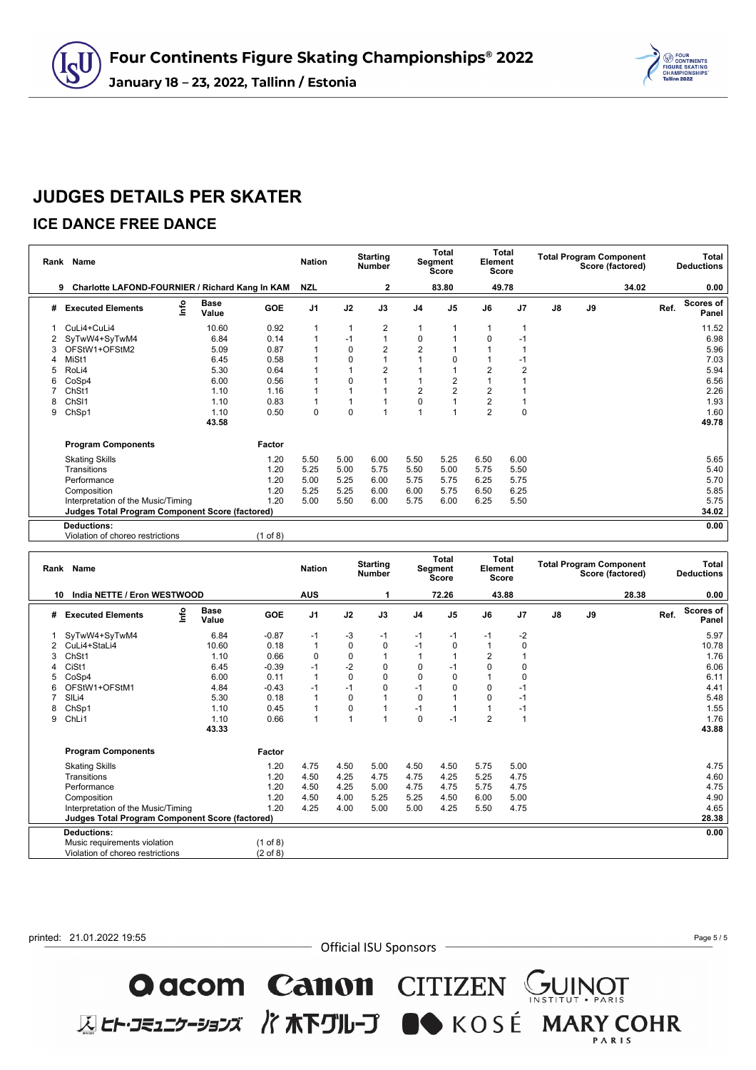**Four Continents Figure Skating Championships® 2022**

**January 18 – 23, 2022, Tallinn / Estonia**

# JUDGES DETAILS PER SKATER

## ICE DANCE FREE DANCE

| Rank | Name | Nation | Starting Number | Total Segment Score | Total Element Score | Total Program Component Score (factored) | Total Deductions |
|---|---|---|---|---|---|---|---|
| 9 | Charlotte LAFOND-FOURNIER / Richard Kang In KAM | NZL | 2 | 83.80 | 49.78 | 34.02 | 0.00 |

| # | Executed Elements | Info | Base Value | GOE | J1 | J2 | J3 | J4 | J5 | J6 | J7 | J8 | J9 | Ref. | Scores of Panel |
|---|---|---|---|---|---|---|---|---|---|---|---|---|---|---|---|
| 1 | CuLi4+CuLi4 | | 10.60 | 0.92 | 1 | 1 | 2 | 1 | 1 | 1 | 1 | | | | 11.52 |
| 2 | SyTwW4+SyTwM4 | | 6.84 | 0.14 | 1 | -1 | 1 | 0 | 1 | 0 | -1 | | | | 6.98 |
| 3 | OFStW1+OFStM2 | | 5.09 | 0.87 | 1 | 0 | 2 | 2 | 1 | 1 | 1 | | | | 5.96 |
| 4 | MiSt1 | | 6.45 | 0.58 | 1 | 0 | 1 | 1 | 0 | 1 | -1 | | | | 7.03 |
| 5 | RoLi4 | | 5.30 | 0.64 | 1 | 1 | 2 | 1 | 1 | 2 | 2 | | | | 5.94 |
| 6 | CoSp4 | | 6.00 | 0.56 | 1 | 0 | 1 | 1 | 2 | 1 | 1 | | | | 6.56 |
| 7 | ChSt1 | | 1.10 | 1.16 | 1 | 1 | 1 | 2 | 2 | 2 | 1 | | | | 2.26 |
| 8 | ChSl1 | | 1.10 | 0.83 | 1 | 1 | 1 | 0 | 1 | 2 | 1 | | | | 1.93 |
| 9 | ChSp1 | | 1.10 | 0.50 | 0 | 0 | 1 | 1 | 1 | 2 | 0 | | | | 1.60 |
| | | | 43.58 | | | | | | | | | | | | 49.78 |

| Program Components | Factor | J1 | J2 | J3 | J4 | J5 | J6 | J7 | J8 | J9 | Scores of Panel |
|---|---|---|---|---|---|---|---|---|---|---|---|
| Skating Skills | 1.20 | 5.50 | 5.00 | 6.00 | 5.50 | 5.25 | 6.50 | 6.00 | | | 5.65 |
| Transitions | 1.20 | 5.25 | 5.00 | 5.75 | 5.50 | 5.00 | 5.75 | 5.50 | | | 5.40 |
| Performance | 1.20 | 5.00 | 5.25 | 6.00 | 5.75 | 5.75 | 6.25 | 5.75 | | | 5.70 |
| Composition | 1.20 | 5.25 | 5.25 | 6.00 | 6.00 | 5.75 | 6.50 | 6.25 | | | 5.85 |
| Interpretation of the Music/Timing | 1.20 | 5.00 | 5.50 | 6.00 | 5.75 | 6.00 | 6.25 | 5.50 | | | 5.75 |
| Judges Total Program Component Score (factored) | | | | | | | | | | | 34.02 |

**Deductions:** 0.00

Violation of choreo restrictions (1 of 8)

| Rank | Name | Nation | Starting Number | Total Segment Score | Total Element Score | Total Program Component Score (factored) | Total Deductions |
|---|---|---|---|---|---|---|---|
| 10 | India NETTE / Eron WESTWOOD | AUS | 1 | 72.26 | 43.88 | 28.38 | 0.00 |

| # | Executed Elements | Info | Base Value | GOE | J1 | J2 | J3 | J4 | J5 | J6 | J7 | J8 | J9 | Ref. | Scores of Panel |
|---|---|---|---|---|---|---|---|---|---|---|---|---|---|---|---|
| 1 | SyTwW4+SyTwM4 | | 6.84 | -0.87 | -1 | -3 | -1 | -1 | -1 | -1 | -2 | | | | 5.97 |
| 2 | CuLi4+StaLi4 | | 10.60 | 0.18 | 1 | 0 | 0 | -1 | 0 | 1 | 0 | | | | 10.78 |
| 3 | ChSt1 | | 1.10 | 0.66 | 0 | 0 | 1 | 1 | 1 | 2 | 1 | | | | 1.76 |
| 4 | CiSt1 | | 6.45 | -0.39 | -1 | -2 | 0 | 0 | -1 | 0 | 0 | | | | 6.06 |
| 5 | CoSp4 | | 6.00 | 0.11 | 1 | 0 | 0 | 0 | 0 | 1 | 0 | | | | 6.11 |
| 6 | OFStW1+OFStM1 | | 4.84 | -0.43 | -1 | -1 | 0 | -1 | 0 | 0 | -1 | | | | 4.41 |
| 7 | SlLi4 | | 5.30 | 0.18 | 1 | 0 | 1 | 0 | 1 | 0 | -1 | | | | 5.48 |
| 8 | ChSp1 | | 1.10 | 0.45 | 1 | 0 | 1 | -1 | 1 | 1 | -1 | | | | 1.55 |
| 9 | ChLi1 | | 1.10 | 0.66 | 1 | 1 | 1 | 0 | -1 | 2 | 1 | | | | 1.76 |
| | | | 43.33 | | | | | | | | | | | | 43.88 |

| Program Components | Factor | J1 | J2 | J3 | J4 | J5 | J6 | J7 | J8 | J9 | Scores of Panel |
|---|---|---|---|---|---|---|---|---|---|---|---|
| Skating Skills | 1.20 | 4.75 | 4.50 | 5.00 | 4.50 | 4.50 | 5.75 | 5.00 | | | 4.75 |
| Transitions | 1.20 | 4.50 | 4.25 | 4.75 | 4.75 | 4.25 | 5.25 | 4.75 | | | 4.60 |
| Performance | 1.20 | 4.50 | 4.25 | 5.00 | 4.75 | 4.75 | 5.75 | 4.75 | | | 4.75 |
| Composition | 1.20 | 4.50 | 4.00 | 5.25 | 5.25 | 4.50 | 6.00 | 5.00 | | | 4.90 |
| Interpretation of the Music/Timing | 1.20 | 4.25 | 4.00 | 5.00 | 5.00 | 4.25 | 5.50 | 4.75 | | | 4.65 |
| Judges Total Program Component Score (factored) | | | | | | | | | | | 28.38 |

**Deductions:** 0.00

Music requirements violation (1 of 8)

Violation of choreo restrictions (2 of 8)

printed: 21.01.2022 19:55

Official ISU Sponsors